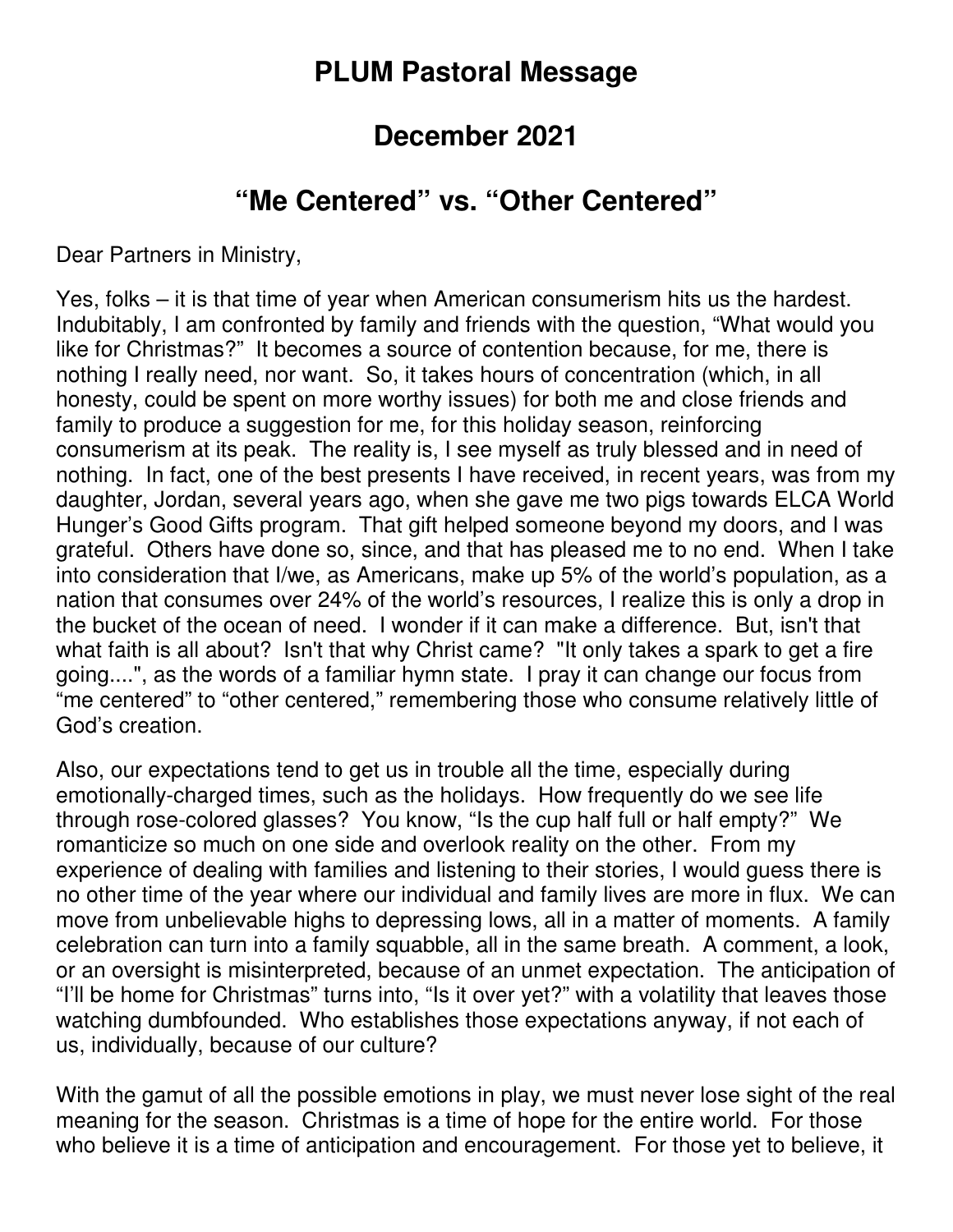# PLUM Pastoral Message

## December 2021

## “Me Centered” vs. “Other Centered”

Dear Partners in Ministry,

Yes, folks – it is that time of year when American consumerism hits us the hardest. Indubitably, I am confronted by family and friends with the question, “What would you like for Christmas?” It becomes a source of contention because, for me, there is nothing I really need, nor want. So, it takes hours of concentration (which, in all honesty, could be spent on more worthy issues) for both me and close friends and family to produce a suggestion for me, for this holiday season, reinforcing consumerism at its peak. The reality is, I see myself as truly blessed and in need of nothing. In fact, one of the best presents I have received, in recent years, was from my daughter, Jordan, several years ago, when she gave me two pigs towards ELCA World Hunger’s Good Gifts program. That gift helped someone beyond my doors, and I was grateful. Others have done so, since, and that has pleased me to no end. When I take into consideration that I/we, as Americans, make up 5% of the world’s population, as a nation that consumes over 24% of the world’s resources, I realize this is only a drop in the bucket of the ocean of need. I wonder if it can make a difference. But, isn't that what faith is all about? Isn't that why Christ came? "It only takes a spark to get a fire going....", as the words of a familiar hymn state. I pray it can change our focus from “me centered” to “other centered,” remembering those who consume relatively little of God’s creation.

Also, our expectations tend to get us in trouble all the time, especially during emotionally-charged times, such as the holidays. How frequently do we see life through rose-colored glasses? You know, “Is the cup half full or half empty?” We romanticize so much on one side and overlook reality on the other. From my experience of dealing with families and listening to their stories, I would guess there is no other time of the year where our individual and family lives are more in flux. We can move from unbelievable highs to depressing lows, all in a matter of moments. A family celebration can turn into a family squabble, all in the same breath. A comment, a look, or an oversight is misinterpreted, because of an unmet expectation. The anticipation of “I’ll be home for Christmas” turns into, “Is it over yet?” with a volatility that leaves those watching dumbfounded. Who establishes those expectations anyway, if not each of us, individually, because of our culture?

With the gamut of all the possible emotions in play, we must never lose sight of the real meaning for the season. Christmas is a time of hope for the entire world. For those who believe it is a time of anticipation and encouragement. For those yet to believe, it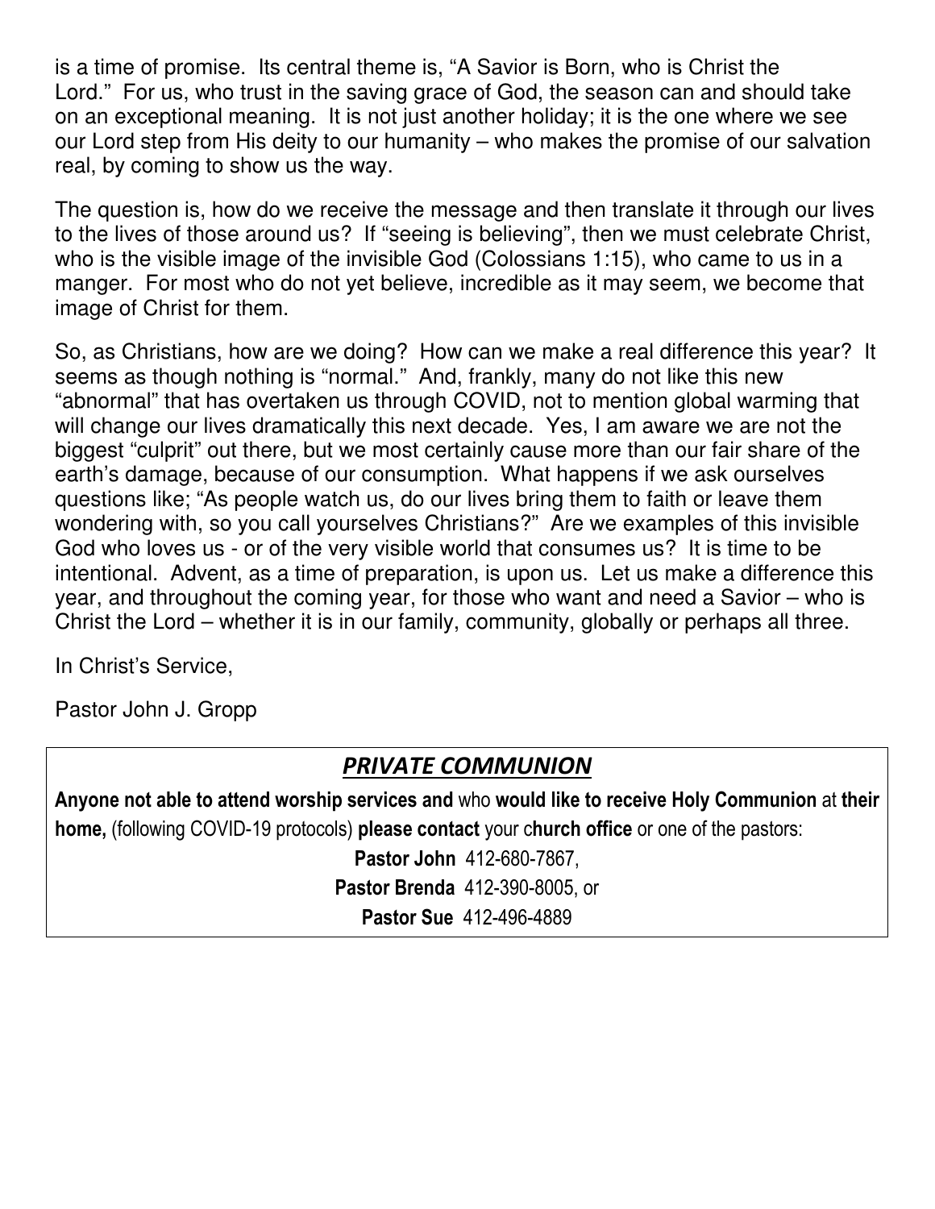is a time of promise. Its central theme is, "A Savior is Born, who is Christ the Lord." For us, who trust in the saving grace of God, the season can and should take on an exceptional meaning. It is not just another holiday; it is the one where we see our Lord step from His deity to our humanity – who makes the promise of our salvation real, by coming to show us the way.

The question is, how do we receive the message and then translate it through our lives to the lives of those around us? If "seeing is believing", then we must celebrate Christ, who is the visible image of the invisible God (Colossians 1:15), who came to us in a manger. For most who do not yet believe, incredible as it may seem, we become that image of Christ for them.

So, as Christians, how are we doing? How can we make a real difference this year? It seems as though nothing is "normal." And, frankly, many do not like this new "abnormal" that has overtaken us through COVID, not to mention global warming that will change our lives dramatically this next decade. Yes, I am aware we are not the biggest "culprit" out there, but we most certainly cause more than our fair share of the earth's damage, because of our consumption. What happens if we ask ourselves questions like; "As people watch us, do our lives bring them to faith or leave them wondering with, so you call yourselves Christians?" Are we examples of this invisible God who loves us - or of the very visible world that consumes us? It is time to be intentional. Advent, as a time of preparation, is upon us. Let us make a difference this year, and throughout the coming year, for those who want and need a Savior – who is Christ the Lord – whether it is in our family, community, globally or perhaps all three.

In Christ's Service,

Pastor John J. Gropp

## ***PRIVATE COMMUNION***

**Anyone not able to attend worship services and** who **would like to receive Holy Communion** at **their home,** (following COVID-19 protocols) **please contact** your c**hurch office** or one of the pastors:

**Pastor John** 412-680-7867,

**Pastor Brenda** 412-390-8005, or

**Pastor Sue** 412-496-4889